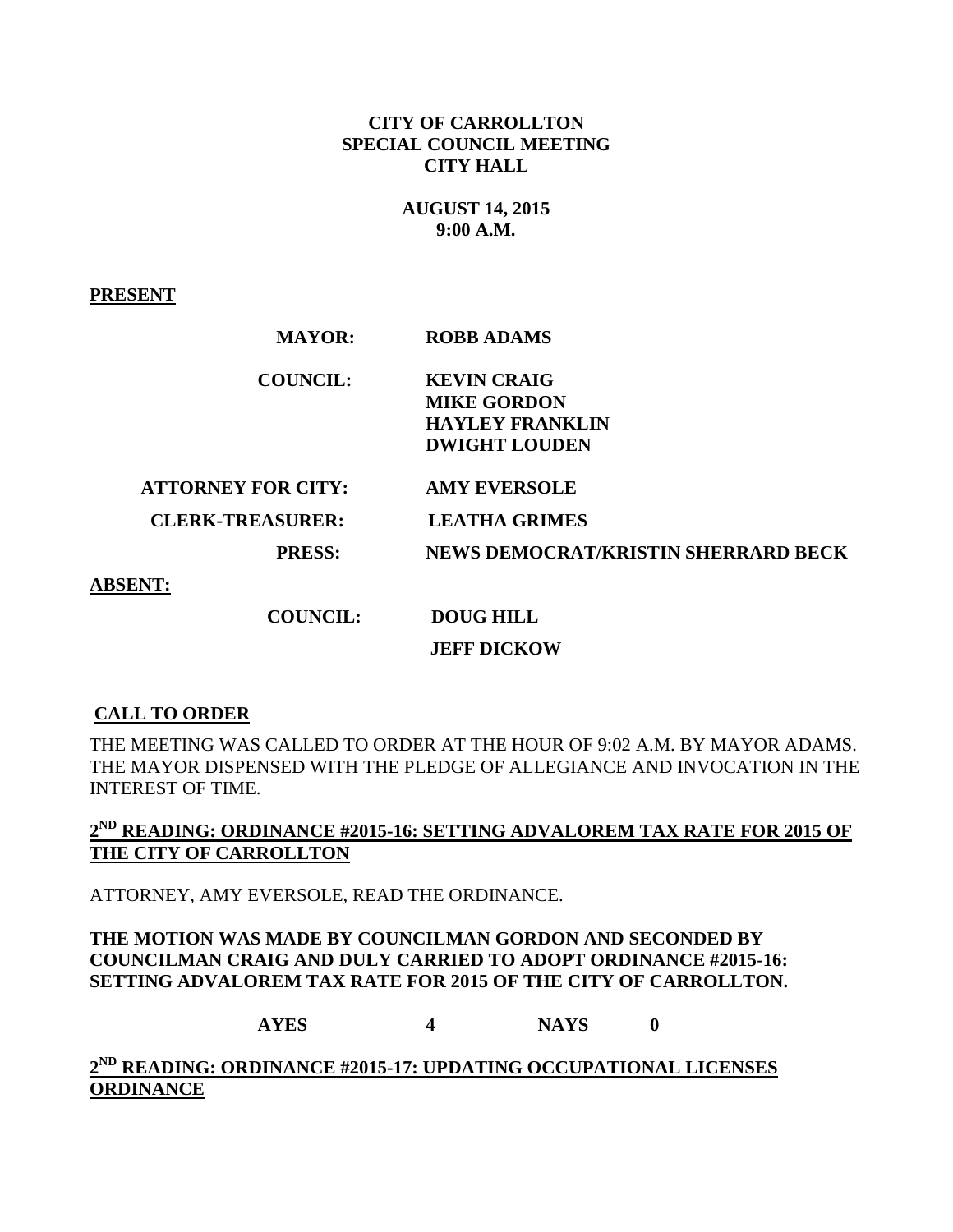**CITY OF CARROLLTON**
**SPECIAL COUNCIL MEETING**
**CITY HALL**

**AUGUST 14, 2015**
**9:00 A.M.**

**PRESENT**

| | |
|---|---|
| **MAYOR:** | **ROBB ADAMS** |
| **COUNCIL:** | **KEVIN CRAIG** |
| | **MIKE GORDON** |
| | **HAYLEY FRANKLIN** |
| | **DWIGHT LOUDEN** |
| **ATTORNEY FOR CITY:** | **AMY EVERSOLE** |
| **CLERK-TREASURER:** | **LEATHA GRIMES** |
| **PRESS:** | **NEWS DEMOCRAT/KRISTIN SHERRARD BECK** |

**ABSENT:**

| | |
|---|---|
| **COUNCIL:** | **DOUG HILL** |
| | **JEFF DICKOW** |

**CALL TO ORDER**

THE MEETING WAS CALLED TO ORDER AT THE HOUR OF 9:02 A.M. BY MAYOR ADAMS. THE MAYOR DISPENSED WITH THE PLEDGE OF ALLEGIANCE AND INVOCATION IN THE INTEREST OF TIME.

**2ND READING: ORDINANCE #2015-16: SETTING ADVALOREM TAX RATE FOR 2015 OF THE CITY OF CARROLLTON**

ATTORNEY, AMY EVERSOLE, READ THE ORDINANCE.

**THE MOTION WAS MADE BY COUNCILMAN GORDON AND SECONDED BY COUNCILMAN CRAIG AND DULY CARRIED TO ADOPT ORDINANCE #2015-16: SETTING ADVALOREM TAX RATE FOR 2015 OF THE CITY OF CARROLLTON.**

**AYES 4 NAYS 0**

**2ND READING: ORDINANCE #2015-17: UPDATING OCCUPATIONAL LICENSES ORDINANCE**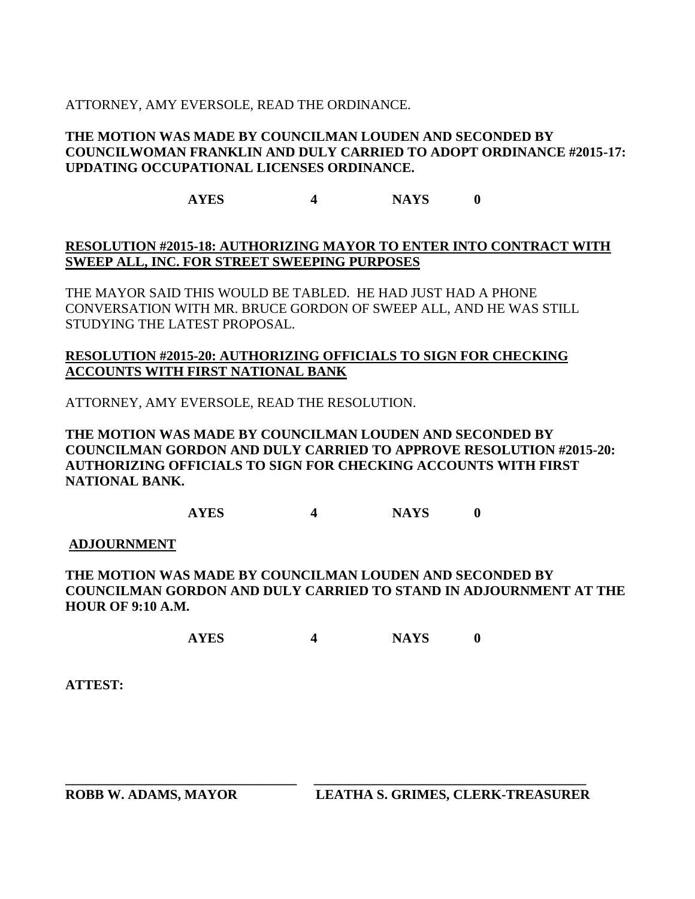ATTORNEY, AMY EVERSOLE, READ THE ORDINANCE.

**THE MOTION WAS MADE BY COUNCILMAN LOUDEN AND SECONDED BY COUNCILWOMAN FRANKLIN AND DULY CARRIED TO ADOPT ORDINANCE #2015-17: UPDATING OCCUPATIONAL LICENSES ORDINANCE.**

**AYES 4 NAYS 0**

**RESOLUTION #2015-18: AUTHORIZING MAYOR TO ENTER INTO CONTRACT WITH SWEEP ALL, INC. FOR STREET SWEEPING PURPOSES**

THE MAYOR SAID THIS WOULD BE TABLED. HE HAD JUST HAD A PHONE CONVERSATION WITH MR. BRUCE GORDON OF SWEEP ALL, AND HE WAS STILL STUDYING THE LATEST PROPOSAL.

**RESOLUTION #2015-20: AUTHORIZING OFFICIALS TO SIGN FOR CHECKING ACCOUNTS WITH FIRST NATIONAL BANK**

ATTORNEY, AMY EVERSOLE, READ THE RESOLUTION.

**THE MOTION WAS MADE BY COUNCILMAN LOUDEN AND SECONDED BY COUNCILMAN GORDON AND DULY CARRIED TO APPROVE RESOLUTION #2015-20: AUTHORIZING OFFICIALS TO SIGN FOR CHECKING ACCOUNTS WITH FIRST NATIONAL BANK.**

**AYES 4 NAYS 0**

**ADJOURNMENT**

**THE MOTION WAS MADE BY COUNCILMAN LOUDEN AND SECONDED BY COUNCILMAN GORDON AND DULY CARRIED TO STAND IN ADJOURNMENT AT THE HOUR OF 9:10 A.M.**

**AYES 4 NAYS 0**

**ATTEST:**

**ROBB W. ADAMS, MAYOR**

**LEATHA S. GRIMES, CLERK-TREASURER**